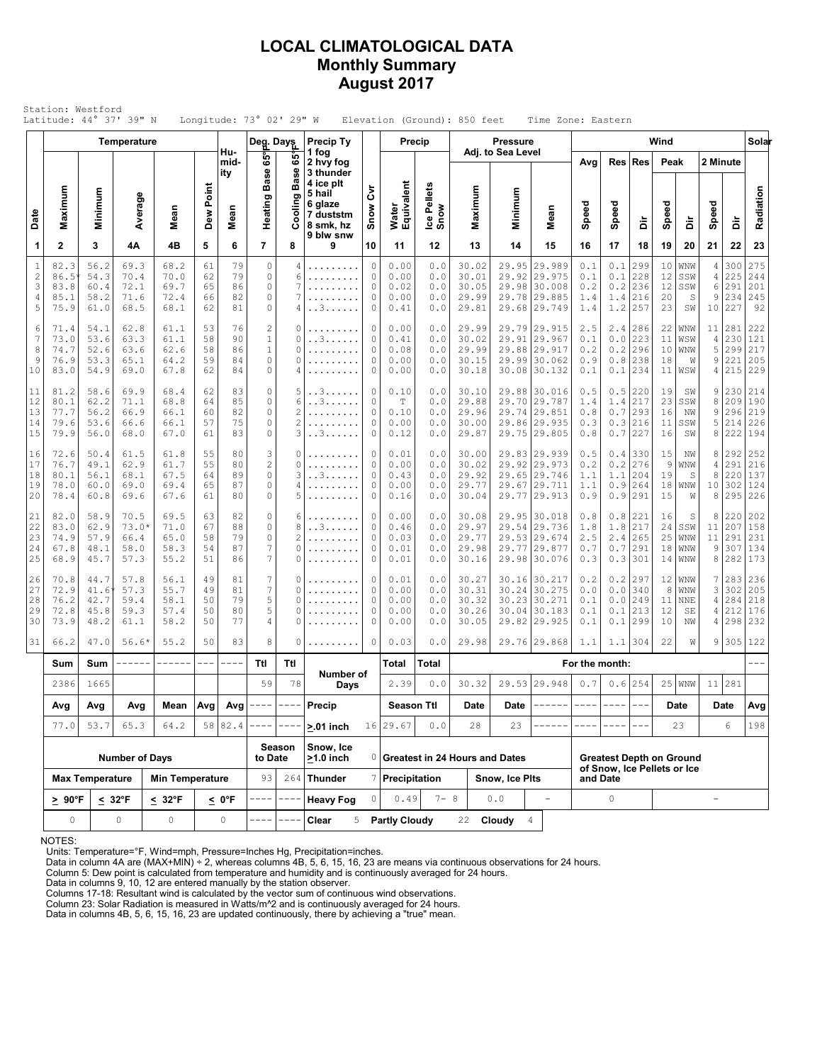# LOCAL CLIMATOLOGICAL DATA
## Monthly Summary
## August 2017

Station: Westford
Latitude: 44° 37' 39" N   Longitude: 73° 02' 29" W   Elevation (Ground): 850 feet   Time Zone: Eastern

| Date | Temperature Maximum | Temperature Minimum | Temperature Average | Temperature Mean | Dew Point | Humidity Mean | Deg. Days Heating Base 65°F | Deg. Days Cooling Base 65°F | Precip Ty (1 fog, 2 hvy fog, 3 thunder, 4 ice plt, 5 hail, 6 glaze, 7 duststm, 8 smk, hz, 9 blw snw) | Snow Cvr | Precip Water Equivalent | Precip Ice Pellets Snow | Pressure Adj. to Sea Level Maximum | Pressure Minimum | Pressure Mean | Wind Avg Speed | Wind Res Speed | Wind Res Dir | Wind Peak Speed | Wind Peak Dir | Wind 2 Minute Speed | Wind 2 Minute Dir | Solar Radiation |
|---|---|---|---|---|---|---|---|---|---|---|---|---|---|---|---|---|---|---|---|---|---|---|---|
| 1 | 2 | 3 | 4A | 4B | 5 | 6 | 7 | 8 | 9 | 10 | 11 | 12 | 13 | 14 | 15 | 16 | 17 | 18 | 19 | 20 | 21 | 22 | 23 |
| 1 | 82.3 | 56.2 | 69.3 | 68.2 | 61 | 79 | 0 | 4 | ......... | 0 | 0.00 | 0.0 | 30.02 | 29.95 | 29.989 | 0.1 | 0.1 | 299 | 10 | WNW | 4 | 300 | 275 |
| 2 | 86.5* | 54.3 | 70.4 | 70.0 | 62 | 79 | 0 | 6 | ......... | 0 | 0.00 | 0.0 | 30.01 | 29.92 | 29.975 | 0.1 | 0.1 | 228 | 12 | SSW | 4 | 225 | 244 |
| 3 | 83.8 | 60.4 | 72.1 | 69.7 | 65 | 86 | 0 | 7 | ......... | 0 | 0.02 | 0.0 | 30.05 | 29.98 | 30.008 | 0.2 | 0.2 | 236 | 12 | SSW | 6 | 291 | 201 |
| 4 | 85.1 | 58.2 | 71.6 | 72.4 | 66 | 82 | 0 | 7 | ......... | 0 | 0.00 | 0.0 | 29.99 | 29.78 | 29.885 | 1.4 | 1.4 | 216 | 20 | S | 9 | 234 | 245 |
| 5 | 75.9 | 61.0 | 68.5 | 68.1 | 62 | 81 | 0 | 4 | ..3...... | 0 | 0.41 | 0.0 | 29.81 | 29.68 | 29.749 | 1.4 | 1.2 | 257 | 23 | SW | 10 | 227 | 92 |
| 6 | 71.4 | 54.1 | 62.8 | 61.1 | 53 | 76 | 2 | 0 | ......... | 0 | 0.00 | 0.0 | 29.99 | 29.79 | 29.915 | 2.5 | 2.4 | 286 | 22 | WNW | 11 | 281 | 222 |
| 7 | 73.0 | 53.6 | 63.3 | 61.1 | 58 | 90 | 1 | 0 | ..3...... | 0 | 0.41 | 0.0 | 30.02 | 29.91 | 29.967 | 0.1 | 0.0 | 223 | 11 | WSW | 4 | 230 | 121 |
| 8 | 74.7 | 52.6 | 63.6 | 62.6 | 58 | 86 | 1 | 0 | ......... | 0 | 0.08 | 0.0 | 29.99 | 29.88 | 29.917 | 0.2 | 0.2 | 296 | 10 | WNW | 5 | 299 | 217 |
| 9 | 76.9 | 53.3 | 65.1 | 64.2 | 59 | 84 | 0 | 0 | ......... | 0 | 0.00 | 0.0 | 30.15 | 29.99 | 30.062 | 0.9 | 0.8 | 238 | 18 | W | 9 | 221 | 205 |
| 10 | 83.0 | 54.9 | 69.0 | 67.8 | 62 | 84 | 0 | 4 | ......... | 0 | 0.00 | 0.0 | 30.18 | 30.08 | 30.132 | 0.1 | 0.1 | 234 | 11 | WSW | 4 | 215 | 229 |
| 11 | 81.2 | 58.6 | 69.9 | 68.4 | 62 | 83 | 0 | 5 | ..3...... | 0 | 0.10 | 0.0 | 30.10 | 29.88 | 30.016 | 0.5 | 0.5 | 220 | 19 | SW | 9 | 230 | 214 |
| 12 | 80.1 | 62.2 | 71.1 | 68.8 | 64 | 85 | 0 | 6 | ..3...... | 0 | T | 0.0 | 29.88 | 29.70 | 29.787 | 1.4 | 1.4 | 217 | 23 | SSW | 8 | 209 | 190 |
| 13 | 77.7 | 56.2 | 66.9 | 66.1 | 60 | 82 | 0 | 2 | ......... | 0 | 0.10 | 0.0 | 29.96 | 29.74 | 29.851 | 0.8 | 0.7 | 293 | 16 | NW | 9 | 296 | 219 |
| 14 | 79.6 | 53.6 | 66.6 | 66.1 | 57 | 75 | 0 | 2 | ......... | 0 | 0.00 | 0.0 | 30.00 | 29.86 | 29.935 | 0.3 | 0.3 | 216 | 11 | SSW | 5 | 214 | 226 |
| 15 | 79.9 | 56.0 | 68.0 | 67.0 | 61 | 83 | 0 | 3 | ..3...... | 0 | 0.12 | 0.0 | 29.87 | 29.75 | 29.805 | 0.8 | 0.7 | 227 | 16 | SW | 8 | 222 | 194 |
| 16 | 72.6 | 50.4 | 61.5 | 61.8 | 55 | 80 | 3 | 0 | ......... | 0 | 0.01 | 0.0 | 30.00 | 29.83 | 29.939 | 0.5 | 0.4 | 330 | 15 | NW | 8 | 292 | 252 |
| 17 | 76.7 | 49.1 | 62.9 | 61.7 | 55 | 80 | 2 | 0 | ......... | 0 | 0.00 | 0.0 | 30.02 | 29.92 | 29.973 | 0.2 | 0.2 | 276 | 9 | WNW | 4 | 291 | 216 |
| 18 | 80.1 | 56.1 | 68.1 | 67.5 | 64 | 89 | 0 | 3 | ..3...... | 0 | 0.43 | 0.0 | 29.92 | 29.65 | 29.746 | 1.1 | 1.1 | 204 | 19 | S | 8 | 220 | 137 |
| 19 | 78.0 | 60.0 | 69.0 | 69.4 | 65 | 87 | 0 | 4 | ......... | 0 | 0.00 | 0.0 | 29.77 | 29.67 | 29.711 | 1.1 | 0.9 | 264 | 18 | WNW | 10 | 302 | 124 |
| 20 | 78.4 | 60.8 | 69.6 | 67.6 | 61 | 80 | 0 | 5 | ......... | 0 | 0.16 | 0.0 | 30.04 | 29.77 | 29.913 | 0.9 | 0.9 | 291 | 15 | W | 8 | 295 | 226 |
| 21 | 82.0 | 58.9 | 70.5 | 69.5 | 63 | 82 | 0 | 6 | ......... | 0 | 0.00 | 0.0 | 30.08 | 29.95 | 30.018 | 0.8 | 0.8 | 221 | 16 | S | 8 | 220 | 202 |
| 22 | 83.0 | 62.9 | 73.0* | 71.0 | 67 | 88 | 0 | 8 | ..3...... | 0 | 0.46 | 0.0 | 29.97 | 29.54 | 29.736 | 1.8 | 1.8 | 217 | 24 | SSW | 11 | 207 | 158 |
| 23 | 74.9 | 57.9 | 66.4 | 65.0 | 58 | 79 | 0 | 2 | ......... | 0 | 0.03 | 0.0 | 29.77 | 29.53 | 29.674 | 2.5 | 2.4 | 265 | 25 | WNW | 11 | 291 | 231 |
| 24 | 67.8 | 48.1 | 58.0 | 58.3 | 54 | 87 | 7 | 0 | ......... | 0 | 0.01 | 0.0 | 29.98 | 29.77 | 29.877 | 0.7 | 0.7 | 291 | 18 | WNW | 9 | 307 | 134 |
| 25 | 68.9 | 45.7 | 57.3 | 55.2 | 51 | 86 | 7 | 0 | ......... | 0 | 0.01 | 0.0 | 30.16 | 29.98 | 30.076 | 0.3 | 0.3 | 301 | 14 | WNW | 8 | 282 | 173 |
| 26 | 70.8 | 44.7 | 57.8 | 56.1 | 49 | 81 | 7 | 0 | ......... | 0 | 0.01 | 0.0 | 30.27 | 30.16 | 30.217 | 0.2 | 0.2 | 297 | 12 | WNW | 7 | 283 | 236 |
| 27 | 72.9 | 41.6* | 57.3 | 55.7 | 49 | 81 | 7 | 0 | ......... | 0 | 0.00 | 0.0 | 30.31 | 30.24 | 30.275 | 0.0 | 0.0 | 340 | 8 | WNW | 3 | 302 | 205 |
| 28 | 76.2 | 42.7 | 59.4 | 58.1 | 50 | 79 | 5 | 0 | ......... | 0 | 0.00 | 0.0 | 30.32 | 30.23 | 30.271 | 0.1 | 0.0 | 249 | 11 | NNE | 4 | 284 | 218 |
| 29 | 72.8 | 45.8 | 59.3 | 57.4 | 50 | 80 | 5 | 0 | ......... | 0 | 0.00 | 0.0 | 30.26 | 30.04 | 30.183 | 0.1 | 0.1 | 213 | 12 | SE | 4 | 212 | 176 |
| 30 | 73.9 | 48.2 | 61.1 | 58.2 | 50 | 77 | 4 | 0 | ......... | 0 | 0.00 | 0.0 | 30.05 | 29.82 | 29.925 | 0.1 | 0.1 | 299 | 10 | NW | 4 | 298 | 232 |
| 31 | 66.2 | 47.0 | 56.6* | 55.2 | 50 | 83 | 8 | 0 | ......... | 0 | 0.03 | 0.0 | 29.98 | 29.76 | 29.868 | 1.1 | 1.1 | 304 | 22 | W | 9 | 305 | 122 |
| **Sum** | 2386 | 1665 | ------ | ------ | --- | ---- | **Ttl** 59 | **Ttl** 78 | **Number of Days** | | **Total** 2.39 | **Total** 0.0 | 30.32 | 29.53 | 29.948 | 0.7 | 0.6 | 254 | 25 | WNW | 11 | 281 | --- |
| **Avg** | 77.0 | 53.7 | 65.3 | 64.2 | 58 | 82.4 | ---- | ---- | **Precip ≥.01 inch** 16 | | **Season Ttl** 29.67 | 0.0 | **Date** 28 | **Date** 23 | ------ | ---- | ---- | --- | **Date** | 23 | **Date** | 6 | **Avg** 198 |

| Number of Days | | | | Season to Date | | | | | | | |
|---|---|---|---|---|---|---|---|---|---|---|---|
| **Max Temperature** | | **Min Temperature** | | 93 | 264 | Snow, Ice ≥1.0 inch | 0 | **Greatest in 24 Hours and Dates** | | | **Greatest Depth on Ground of Snow, Ice Pellets or Ice and Date** |
| ≥ 90°F | ≤ 32°F | ≤ 32°F | ≤ 0°F | ---- | ---- | Thunder | 7 | **Precipitation** | | **Snow, Ice Plts** | |
| 0 | 0 | 0 | 0 | ---- | ---- | Heavy Fog | 0 | 0.49 | 7- 8 | 0.0 – | 0 – |
| | | | | ---- | ---- | Clear 5 | | Partly Cloudy 22 | | Cloudy 4 | |

NOTES:
Units: Temperature=°F, Wind=mph, Pressure=Inches Hg, Precipitation=inches.
Data in column 4A are (MAX+MIN) ÷ 2, whereas columns 4B, 5, 6, 15, 16, 23 are means via continuous observations for 24 hours.
Column 5: Dew point is calculated from temperature and humidity and is continuously averaged for 24 hours.
Data in columns 9, 10, 12 are entered manually by the station observer.
Columns 17-18: Resultant wind is calculated by the vector sum of continuous wind observations.
Column 23: Solar Radiation is measured in Watts/m^2 and is continuously averaged for 24 hours.
Data in columns 4B, 5, 6, 15, 16, 23 are updated continuously, there by achieving a "true" mean.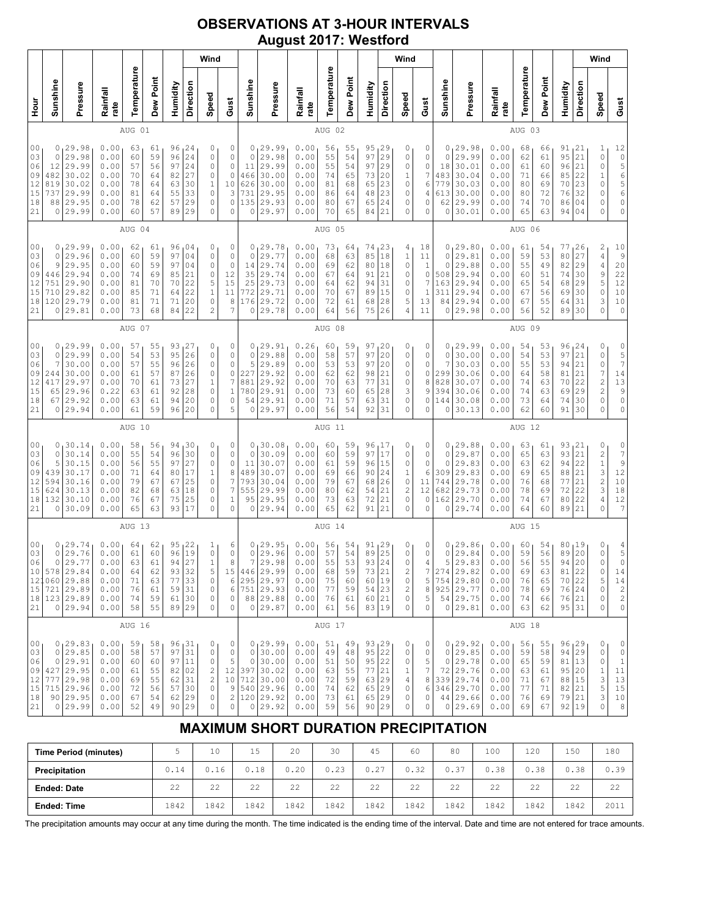# OBSERVATIONS AT 3-HOUR INTERVALS
## August 2017: Westford

| Hour | Sunshine | Pressure | Rainfall rate | Temperature | Dew Point | Humidity | Wind Direction | Wind Speed | Wind Gust | Sunshine | Pressure | Rainfall rate | Temperature | Dew Point | Humidity | Wind Direction | Wind Speed | Wind Gust | Sunshine | Pressure | Rainfall rate | Temperature | Dew Point | Humidity | Wind Direction | Wind Speed | Wind Gust |
|---|---|---|---|---|---|---|---|---|---|---|---|---|---|---|---|---|---|---|---|---|---|---|---|---|---|---|---|
| | AUG 01 | | | | | | | | | AUG 02 | | | | | | | | | AUG 03 | | | | | | | | |
| 00 | 0 | 29.98 | 0.00 | 63 | 61 | 96 | 24 | 0 | 0 | 0 | 29.99 | 0.00 | 56 | 55 | 95 | 29 | 0 | 0 | 0 | 29.98 | 0.00 | 68 | 66 | 91 | 21 | 1 | 12 |
| 03 | 0 | 29.98 | 0.00 | 60 | 59 | 96 | 24 | 0 | 0 | 0 | 29.98 | 0.00 | 55 | 54 | 97 | 29 | 0 | 0 | 0 | 29.99 | 0.00 | 62 | 61 | 95 | 21 | 0 | 0 |
| 06 | 12 | 29.99 | 0.00 | 57 | 56 | 97 | 24 | 0 | 0 | 11 | 29.99 | 0.00 | 55 | 54 | 97 | 29 | 0 | 0 | 18 | 30.01 | 0.00 | 61 | 60 | 96 | 21 | 0 | 5 |
| 09 | 482 | 30.02 | 0.00 | 70 | 64 | 82 | 27 | 0 | 0 | 466 | 30.00 | 0.00 | 74 | 65 | 73 | 20 | 1 | 7 | 483 | 30.04 | 0.00 | 71 | 66 | 85 | 22 | 1 | 6 |
| 12 | 819 | 30.02 | 0.00 | 78 | 64 | 63 | 30 | 1 | 10 | 626 | 30.00 | 0.00 | 81 | 68 | 65 | 23 | 0 | 6 | 779 | 30.03 | 0.00 | 80 | 69 | 70 | 23 | 0 | 5 |
| 15 | 737 | 29.99 | 0.00 | 81 | 64 | 55 | 33 | 0 | 3 | 731 | 29.95 | 0.00 | 86 | 64 | 48 | 23 | 0 | 4 | 613 | 30.00 | 0.00 | 80 | 72 | 76 | 32 | 0 | 6 |
| 18 | 88 | 29.95 | 0.00 | 78 | 62 | 57 | 29 | 0 | 0 | 135 | 29.93 | 0.00 | 80 | 67 | 65 | 24 | 0 | 0 | 62 | 29.99 | 0.00 | 74 | 70 | 86 | 04 | 0 | 0 |
| 21 | 0 | 29.99 | 0.00 | 60 | 57 | 89 | 29 | 0 | 0 | 0 | 29.97 | 0.00 | 70 | 65 | 84 | 21 | 0 | 0 | 0 | 30.01 | 0.00 | 65 | 63 | 94 | 04 | 0 | 0 |
| | AUG 04 | | | | | | | | | AUG 05 | | | | | | | | | AUG 06 | | | | | | | | |
| 00 | 0 | 29.99 | 0.00 | 62 | 61 | 96 | 04 | 0 | 0 | 0 | 29.78 | 0.00 | 73 | 64 | 74 | 23 | 4 | 18 | 0 | 29.80 | 0.00 | 61 | 54 | 77 | 26 | 2 | 10 |
| 03 | 0 | 29.96 | 0.00 | 60 | 59 | 97 | 04 | 0 | 0 | 0 | 29.77 | 0.00 | 68 | 63 | 85 | 18 | 1 | 11 | 0 | 29.81 | 0.00 | 59 | 53 | 80 | 27 | 4 | 9 |
| 06 | 9 | 29.95 | 0.00 | 60 | 59 | 97 | 04 | 0 | 0 | 14 | 29.74 | 0.00 | 69 | 62 | 80 | 18 | 0 | 1 | 0 | 29.88 | 0.00 | 55 | 49 | 82 | 29 | 4 | 20 |
| 09 | 446 | 29.94 | 0.00 | 74 | 69 | 85 | 21 | 0 | 12 | 35 | 29.74 | 0.00 | 67 | 64 | 91 | 21 | 0 | 0 | 508 | 29.94 | 0.00 | 60 | 51 | 74 | 30 | 9 | 22 |
| 12 | 751 | 29.90 | 0.00 | 81 | 70 | 70 | 22 | 5 | 15 | 25 | 29.73 | 0.00 | 64 | 62 | 94 | 31 | 0 | 7 | 163 | 29.94 | 0.00 | 65 | 54 | 68 | 29 | 5 | 12 |
| 15 | 710 | 29.82 | 0.00 | 85 | 71 | 64 | 22 | 1 | 11 | 772 | 29.71 | 0.00 | 70 | 67 | 89 | 15 | 0 | 1 | 311 | 29.94 | 0.00 | 67 | 56 | 69 | 30 | 0 | 10 |
| 18 | 120 | 29.79 | 0.00 | 81 | 71 | 71 | 20 | 0 | 8 | 176 | 29.72 | 0.00 | 72 | 61 | 68 | 28 | 5 | 13 | 84 | 29.94 | 0.00 | 67 | 55 | 64 | 31 | 3 | 10 |
| 21 | 0 | 29.81 | 0.00 | 73 | 68 | 84 | 22 | 2 | 7 | 0 | 29.78 | 0.00 | 64 | 56 | 75 | 26 | 4 | 11 | 0 | 29.98 | 0.00 | 56 | 52 | 89 | 30 | 0 | 0 |
| | AUG 07 | | | | | | | | | AUG 08 | | | | | | | | | AUG 09 | | | | | | | | |
| 00 | 0 | 29.99 | 0.00 | 57 | 55 | 93 | 27 | 0 | 0 | 0 | 29.91 | 0.26 | 60 | 59 | 97 | 20 | 0 | 0 | 0 | 29.99 | 0.00 | 54 | 53 | 96 | 24 | 0 | 0 |
| 03 | 0 | 29.99 | 0.00 | 54 | 53 | 95 | 26 | 0 | 0 | 0 | 29.88 | 0.00 | 58 | 57 | 97 | 20 | 0 | 0 | 0 | 30.00 | 0.00 | 54 | 53 | 97 | 21 | 0 | 5 |
| 06 | 7 | 30.00 | 0.00 | 57 | 55 | 96 | 26 | 0 | 0 | 5 | 29.89 | 0.00 | 53 | 53 | 97 | 20 | 0 | 0 | 7 | 30.03 | 0.00 | 55 | 53 | 94 | 21 | 0 | 7 |
| 09 | 244 | 30.00 | 0.00 | 61 | 57 | 87 | 26 | 0 | 0 | 227 | 29.92 | 0.00 | 62 | 62 | 98 | 21 | 0 | 0 | 299 | 30.06 | 0.00 | 64 | 58 | 81 | 21 | 7 | 14 |
| 12 | 417 | 29.97 | 0.00 | 70 | 61 | 73 | 27 | 1 | 7 | 881 | 29.92 | 0.00 | 70 | 63 | 77 | 31 | 0 | 8 | 828 | 30.07 | 0.00 | 74 | 63 | 70 | 22 | 2 | 13 |
| 15 | 65 | 29.96 | 0.22 | 63 | 61 | 92 | 28 | 0 | 1 | 780 | 29.91 | 0.00 | 73 | 60 | 65 | 28 | 3 | 9 | 394 | 30.06 | 0.00 | 74 | 63 | 69 | 29 | 2 | 9 |
| 18 | 67 | 29.92 | 0.00 | 63 | 61 | 94 | 20 | 0 | 0 | 54 | 29.91 | 0.00 | 71 | 57 | 63 | 31 | 0 | 0 | 144 | 30.08 | 0.00 | 73 | 64 | 74 | 30 | 0 | 0 |
| 21 | 0 | 29.94 | 0.00 | 61 | 59 | 96 | 20 | 0 | 5 | 0 | 29.97 | 0.00 | 56 | 54 | 92 | 31 | 0 | 0 | 0 | 30.13 | 0.00 | 62 | 60 | 91 | 30 | 0 | 0 |
| | AUG 10 | | | | | | | | | AUG 11 | | | | | | | | | AUG 12 | | | | | | | | |
| 00 | 0 | 30.14 | 0.00 | 58 | 56 | 94 | 30 | 0 | 0 | 0 | 30.08 | 0.00 | 60 | 59 | 96 | 17 | 0 | 0 | 0 | 29.88 | 0.00 | 63 | 61 | 93 | 21 | 0 | 0 |
| 03 | 0 | 30.14 | 0.00 | 55 | 54 | 96 | 30 | 0 | 0 | 0 | 30.09 | 0.00 | 60 | 59 | 97 | 17 | 0 | 0 | 0 | 29.87 | 0.00 | 65 | 63 | 93 | 21 | 2 | 7 |
| 06 | 5 | 30.15 | 0.00 | 56 | 55 | 97 | 27 | 0 | 0 | 11 | 30.07 | 0.00 | 61 | 59 | 96 | 15 | 0 | 0 | 0 | 29.83 | 0.00 | 63 | 62 | 94 | 22 | 1 | 9 |
| 09 | 439 | 30.17 | 0.00 | 71 | 64 | 80 | 17 | 1 | 8 | 489 | 30.07 | 0.00 | 69 | 66 | 90 | 24 | 1 | 6 | 309 | 29.83 | 0.00 | 69 | 65 | 88 | 21 | 3 | 12 |
| 12 | 594 | 30.16 | 0.00 | 79 | 67 | 67 | 25 | 0 | 7 | 793 | 30.04 | 0.00 | 79 | 67 | 68 | 26 | 0 | 11 | 744 | 29.78 | 0.00 | 76 | 68 | 77 | 21 | 2 | 10 |
| 15 | 624 | 30.13 | 0.00 | 82 | 68 | 63 | 18 | 0 | 7 | 555 | 29.99 | 0.00 | 80 | 62 | 54 | 21 | 2 | 12 | 682 | 29.73 | 0.00 | 78 | 69 | 72 | 22 | 3 | 18 |
| 18 | 132 | 30.10 | 0.00 | 76 | 67 | 75 | 25 | 0 | 1 | 95 | 29.95 | 0.00 | 73 | 63 | 72 | 21 | 0 | 0 | 162 | 29.70 | 0.00 | 74 | 67 | 80 | 22 | 4 | 12 |
| 21 | 0 | 30.09 | 0.00 | 65 | 63 | 93 | 17 | 0 | 0 | 0 | 29.94 | 0.00 | 65 | 62 | 91 | 21 | 0 | 0 | 0 | 29.74 | 0.00 | 64 | 60 | 89 | 21 | 0 | 7 |
| | AUG 13 | | | | | | | | | AUG 14 | | | | | | | | | AUG 15 | | | | | | | | |
| 00 | 0 | 29.74 | 0.00 | 64 | 62 | 95 | 22 | 1 | 6 | 0 | 29.95 | 0.00 | 56 | 54 | 91 | 29 | 0 | 0 | 0 | 29.86 | 0.00 | 60 | 54 | 80 | 19 | 0 | 4 |
| 03 | 0 | 29.76 | 0.00 | 61 | 60 | 96 | 19 | 0 | 0 | 0 | 29.96 | 0.00 | 57 | 54 | 89 | 25 | 0 | 0 | 0 | 29.84 | 0.00 | 59 | 56 | 89 | 20 | 0 | 5 |
| 06 | 0 | 29.77 | 0.00 | 63 | 61 | 94 | 27 | 1 | 8 | 7 | 29.98 | 0.00 | 55 | 53 | 93 | 24 | 0 | 4 | 5 | 29.83 | 0.00 | 56 | 55 | 94 | 20 | 0 | 0 |
| 10 | 578 | 29.84 | 0.00 | 64 | 62 | 93 | 32 | 5 | 15 | 446 | 29.99 | 0.00 | 68 | 59 | 73 | 21 | 2 | 7 | 274 | 29.82 | 0.00 | 69 | 63 | 81 | 22 | 0 | 14 |
| 12 | 1060 | 29.88 | 0.00 | 71 | 63 | 77 | 33 | 0 | 6 | 295 | 29.97 | 0.00 | 75 | 60 | 60 | 19 | 0 | 5 | 754 | 29.80 | 0.00 | 76 | 65 | 70 | 22 | 5 | 14 |
| 15 | 721 | 29.89 | 0.00 | 76 | 61 | 59 | 31 | 0 | 6 | 751 | 29.93 | 0.00 | 77 | 59 | 54 | 23 | 2 | 8 | 925 | 29.77 | 0.00 | 78 | 69 | 76 | 24 | 0 | 2 |
| 18 | 123 | 29.89 | 0.00 | 74 | 59 | 61 | 30 | 0 | 0 | 88 | 29.88 | 0.00 | 76 | 61 | 60 | 21 | 0 | 5 | 54 | 29.75 | 0.00 | 74 | 66 | 76 | 21 | 0 | 2 |
| 21 | 0 | 29.94 | 0.00 | 58 | 55 | 89 | 29 | 0 | 0 | 0 | 29.87 | 0.00 | 61 | 56 | 83 | 19 | 0 | 0 | 0 | 29.81 | 0.00 | 63 | 62 | 95 | 31 | 0 | 0 |
| | AUG 16 | | | | | | | | | AUG 17 | | | | | | | | | AUG 18 | | | | | | | | |
| 00 | 0 | 29.83 | 0.00 | 59 | 58 | 96 | 31 | 0 | 0 | 0 | 29.99 | 0.00 | 51 | 49 | 93 | 29 | 0 | 0 | 0 | 29.92 | 0.00 | 56 | 55 | 96 | 29 | 0 | 0 |
| 03 | 0 | 29.85 | 0.00 | 58 | 57 | 97 | 31 | 0 | 0 | 0 | 30.00 | 0.00 | 49 | 48 | 95 | 22 | 0 | 0 | 0 | 29.85 | 0.00 | 59 | 58 | 94 | 29 | 0 | 0 |
| 06 | 0 | 29.91 | 0.00 | 60 | 60 | 97 | 11 | 0 | 5 | 0 | 30.00 | 0.00 | 51 | 50 | 95 | 22 | 0 | 5 | 0 | 29.78 | 0.00 | 65 | 59 | 81 | 13 | 0 | 1 |
| 09 | 427 | 29.95 | 0.00 | 61 | 55 | 82 | 02 | 2 | 12 | 397 | 30.02 | 0.00 | 63 | 55 | 77 | 21 | 1 | 7 | 72 | 29.76 | 0.00 | 63 | 61 | 95 | 20 | 1 | 11 |
| 12 | 777 | 29.98 | 0.00 | 69 | 55 | 62 | 31 | 2 | 10 | 712 | 30.00 | 0.00 | 72 | 59 | 63 | 29 | 4 | 8 | 339 | 29.74 | 0.00 | 71 | 67 | 88 | 15 | 3 | 13 |
| 15 | 715 | 29.96 | 0.00 | 72 | 56 | 57 | 30 | 0 | 9 | 540 | 29.96 | 0.00 | 74 | 62 | 65 | 29 | 0 | 6 | 346 | 29.70 | 0.00 | 77 | 71 | 82 | 21 | 5 | 15 |
| 18 | 90 | 29.95 | 0.00 | 67 | 54 | 62 | 29 | 0 | 2 | 120 | 29.92 | 0.00 | 73 | 61 | 65 | 29 | 0 | 0 | 44 | 29.66 | 0.00 | 76 | 69 | 79 | 21 | 3 | 10 |
| 21 | 0 | 29.99 | 0.00 | 52 | 49 | 90 | 29 | 0 | 0 | 0 | 29.92 | 0.00 | 59 | 56 | 90 | 29 | 0 | 0 | 0 | 29.69 | 0.00 | 69 | 67 | 92 | 19 | 0 | 8 |

## MAXIMUM SHORT DURATION PRECIPITATION

| Time Period (minutes) | 5 | 10 | 15 | 20 | 30 | 45 | 60 | 80 | 100 | 120 | 150 | 180 |
|---|---|---|---|---|---|---|---|---|---|---|---|---|
| Precipitation | 0.14 | 0.16 | 0.18 | 0.20 | 0.23 | 0.27 | 0.32 | 0.37 | 0.38 | 0.38 | 0.38 | 0.39 |
| Ended: Date | 22 | 22 | 22 | 22 | 22 | 22 | 22 | 22 | 22 | 22 | 22 | 22 |
| Ended: Time | 1842 | 1842 | 1842 | 1842 | 1842 | 1842 | 1842 | 1842 | 1842 | 1842 | 1842 | 2011 |

The precipitation amounts may occur at any time during the month. The time indicated is the ending time of the interval. Date and time are not entered for trace amounts.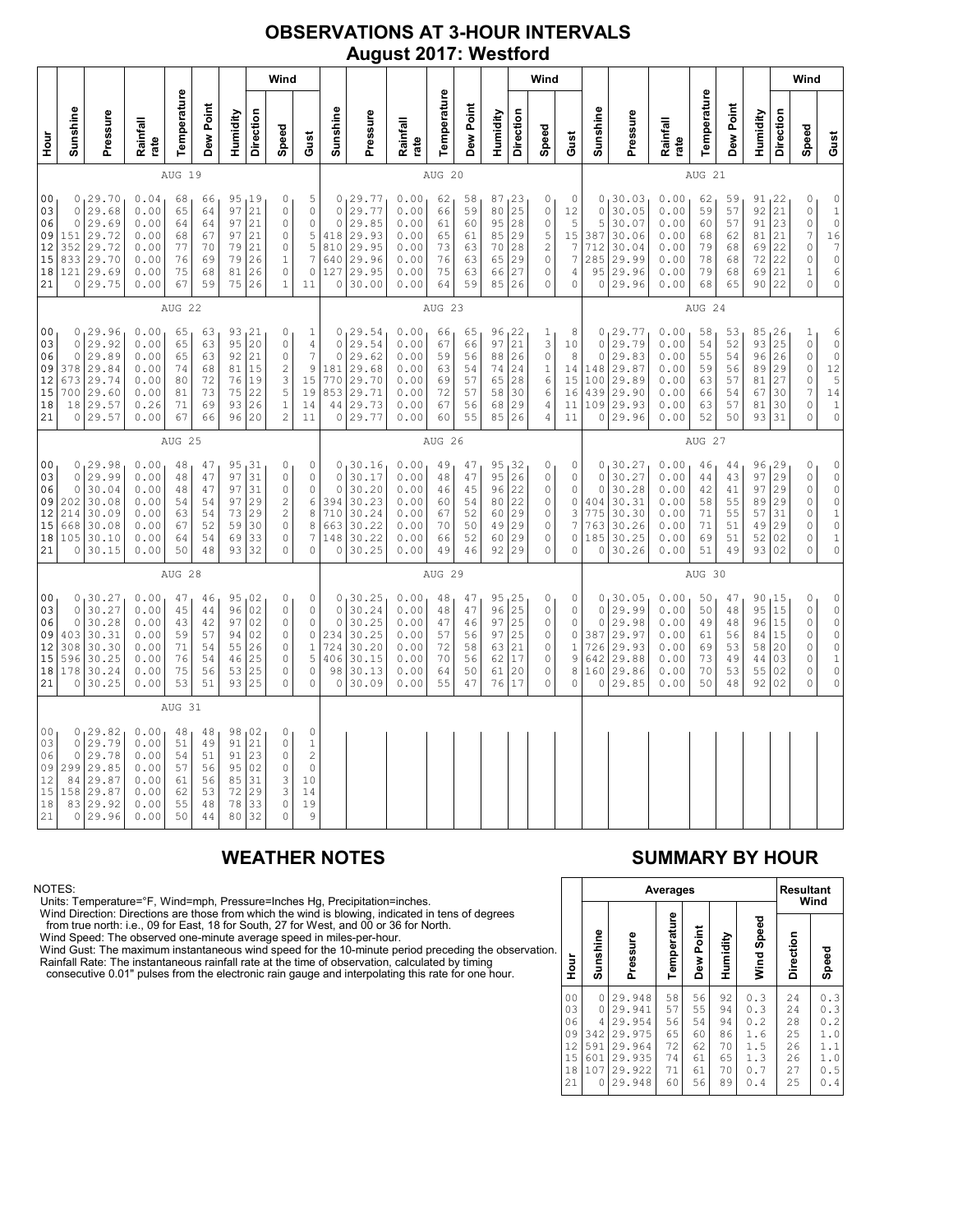# OBSERVATIONS AT 3-HOUR INTERVALS
## August 2017: Westford

### AUG 19 / AUG 20 / AUG 21

| Hour | Sunshine | Pressure | Rainfall rate | Temperature | Dew Point | Humidity | Wind Direction | Wind Speed | Wind Gust | Sunshine | Pressure | Rainfall rate | Temperature | Dew Point | Humidity | Wind Direction | Wind Speed | Wind Gust | Sunshine | Pressure | Rainfall rate | Temperature | Dew Point | Humidity | Wind Direction | Wind Speed | Wind Gust |
|---|---|---|---|---|---|---|---|---|---|---|---|---|---|---|---|---|---|---|---|---|---|---|---|---|---|---|---|
| | AUG 19 | | | | | | | | | AUG 20 | | | | | | | | | AUG 21 | | | | | | | | |
| 00 | 0 | 29.70 | 0.04 | 68 | 66 | 95 | 19 | 0 | 5 | 0 | 29.77 | 0.00 | 62 | 58 | 87 | 23 | 0 | 0 | 0 | 30.03 | 0.00 | 62 | 59 | 91 | 22 | 0 | 0 |
| 03 | 0 | 29.68 | 0.00 | 65 | 64 | 97 | 21 | 0 | 0 | 0 | 29.77 | 0.00 | 66 | 59 | 80 | 25 | 0 | 12 | 0 | 30.05 | 0.00 | 59 | 57 | 92 | 21 | 0 | 1 |
| 06 | 0 | 29.69 | 0.00 | 64 | 64 | 97 | 21 | 0 | 0 | 0 | 29.85 | 0.00 | 61 | 60 | 95 | 28 | 0 | 5 | 5 | 30.07 | 0.00 | 60 | 57 | 91 | 23 | 0 | 0 |
| 09 | 151 | 29.72 | 0.00 | 68 | 67 | 97 | 21 | 0 | 5 | 418 | 29.93 | 0.00 | 65 | 61 | 85 | 29 | 5 | 15 | 387 | 30.06 | 0.00 | 68 | 62 | 81 | 21 | 7 | 16 |
| 12 | 352 | 29.72 | 0.00 | 77 | 70 | 79 | 21 | 0 | 5 | 810 | 29.95 | 0.00 | 73 | 63 | 70 | 28 | 2 | 7 | 712 | 30.04 | 0.00 | 79 | 68 | 69 | 22 | 0 | 7 |
| 15 | 833 | 29.70 | 0.00 | 76 | 69 | 79 | 26 | 1 | 7 | 640 | 29.96 | 0.00 | 76 | 63 | 65 | 29 | 0 | 7 | 285 | 29.99 | 0.00 | 78 | 68 | 72 | 22 | 0 | 0 |
| 18 | 121 | 29.69 | 0.00 | 75 | 68 | 81 | 26 | 0 | 0 | 127 | 29.95 | 0.00 | 75 | 63 | 66 | 27 | 0 | 4 | 95 | 29.96 | 0.00 | 79 | 68 | 69 | 21 | 1 | 6 |
| 21 | 0 | 29.75 | 0.00 | 67 | 59 | 75 | 26 | 1 | 11 | 0 | 30.00 | 0.00 | 64 | 59 | 85 | 26 | 0 | 0 | 0 | 29.96 | 0.00 | 68 | 65 | 90 | 22 | 0 | 0 |
| | AUG 22 | | | | | | | | | AUG 23 | | | | | | | | | AUG 24 | | | | | | | | |
| 00 | 0 | 29.96 | 0.00 | 65 | 63 | 93 | 21 | 0 | 1 | 0 | 29.54 | 0.00 | 66 | 65 | 96 | 22 | 1 | 8 | 0 | 29.77 | 0.00 | 58 | 53 | 85 | 26 | 1 | 6 |
| 03 | 0 | 29.92 | 0.00 | 65 | 63 | 95 | 20 | 0 | 4 | 0 | 29.54 | 0.00 | 67 | 66 | 97 | 21 | 3 | 10 | 0 | 29.79 | 0.00 | 54 | 52 | 93 | 25 | 0 | 0 |
| 06 | 0 | 29.89 | 0.00 | 65 | 63 | 92 | 21 | 0 | 7 | 0 | 29.62 | 0.00 | 59 | 56 | 88 | 26 | 0 | 8 | 0 | 29.83 | 0.00 | 55 | 54 | 96 | 26 | 0 | 0 |
| 09 | 378 | 29.84 | 0.00 | 74 | 68 | 81 | 15 | 2 | 9 | 181 | 29.68 | 0.00 | 63 | 54 | 74 | 24 | 1 | 14 | 148 | 29.87 | 0.00 | 59 | 56 | 89 | 29 | 0 | 12 |
| 12 | 673 | 29.74 | 0.00 | 80 | 72 | 76 | 19 | 3 | 15 | 770 | 29.70 | 0.00 | 69 | 57 | 65 | 28 | 6 | 15 | 100 | 29.89 | 0.00 | 63 | 57 | 81 | 27 | 0 | 5 |
| 15 | 700 | 29.60 | 0.00 | 81 | 73 | 75 | 22 | 5 | 19 | 853 | 29.71 | 0.00 | 72 | 57 | 58 | 30 | 6 | 16 | 439 | 29.90 | 0.00 | 66 | 54 | 67 | 30 | 7 | 14 |
| 18 | 18 | 29.57 | 0.26 | 71 | 69 | 93 | 26 | 1 | 14 | 44 | 29.73 | 0.00 | 67 | 56 | 68 | 29 | 4 | 11 | 109 | 29.93 | 0.00 | 63 | 57 | 81 | 30 | 0 | 1 |
| 21 | 0 | 29.57 | 0.00 | 67 | 66 | 96 | 20 | 2 | 11 | 0 | 29.77 | 0.00 | 60 | 55 | 85 | 26 | 4 | 11 | 0 | 29.96 | 0.00 | 52 | 50 | 93 | 31 | 0 | 0 |
| | AUG 25 | | | | | | | | | AUG 26 | | | | | | | | | AUG 27 | | | | | | | | |
| 00 | 0 | 29.98 | 0.00 | 48 | 47 | 95 | 31 | 0 | 0 | 0 | 30.16 | 0.00 | 49 | 47 | 95 | 32 | 0 | 0 | 0 | 30.27 | 0.00 | 46 | 44 | 96 | 29 | 0 | 0 |
| 03 | 0 | 29.99 | 0.00 | 48 | 47 | 97 | 31 | 0 | 0 | 0 | 30.17 | 0.00 | 48 | 47 | 95 | 26 | 0 | 0 | 0 | 30.27 | 0.00 | 44 | 43 | 97 | 29 | 0 | 0 |
| 06 | 0 | 30.04 | 0.00 | 48 | 47 | 97 | 31 | 0 | 0 | 0 | 30.20 | 0.00 | 46 | 45 | 96 | 22 | 0 | 0 | 0 | 30.28 | 0.00 | 42 | 41 | 97 | 29 | 0 | 0 |
| 09 | 202 | 30.08 | 0.00 | 54 | 54 | 97 | 29 | 2 | 6 | 394 | 30.23 | 0.00 | 60 | 54 | 80 | 22 | 0 | 0 | 404 | 30.31 | 0.00 | 58 | 55 | 89 | 29 | 0 | 0 |
| 12 | 214 | 30.09 | 0.00 | 63 | 54 | 73 | 29 | 2 | 8 | 710 | 30.24 | 0.00 | 67 | 52 | 60 | 29 | 0 | 3 | 775 | 30.30 | 0.00 | 71 | 55 | 57 | 31 | 0 | 1 |
| 15 | 668 | 30.08 | 0.00 | 67 | 52 | 59 | 30 | 0 | 8 | 663 | 30.22 | 0.00 | 70 | 50 | 49 | 29 | 0 | 7 | 763 | 30.26 | 0.00 | 71 | 51 | 49 | 29 | 0 | 0 |
| 18 | 105 | 30.10 | 0.00 | 64 | 54 | 69 | 33 | 0 | 7 | 148 | 30.22 | 0.00 | 66 | 52 | 60 | 29 | 0 | 0 | 185 | 30.25 | 0.00 | 69 | 51 | 52 | 02 | 0 | 1 |
| 21 | 0 | 30.15 | 0.00 | 50 | 48 | 93 | 32 | 0 | 0 | 0 | 30.25 | 0.00 | 49 | 46 | 92 | 29 | 0 | 0 | 0 | 30.26 | 0.00 | 51 | 49 | 93 | 02 | 0 | 0 |
| | AUG 28 | | | | | | | | | AUG 29 | | | | | | | | | AUG 30 | | | | | | | | |
| 00 | 0 | 30.27 | 0.00 | 47 | 46 | 95 | 02 | 0 | 0 | 0 | 30.25 | 0.00 | 48 | 47 | 95 | 25 | 0 | 0 | 0 | 30.05 | 0.00 | 50 | 47 | 90 | 15 | 0 | 0 |
| 03 | 0 | 30.27 | 0.00 | 45 | 44 | 96 | 02 | 0 | 0 | 0 | 30.24 | 0.00 | 48 | 47 | 96 | 25 | 0 | 0 | 0 | 29.99 | 0.00 | 50 | 48 | 95 | 15 | 0 | 0 |
| 06 | 0 | 30.28 | 0.00 | 43 | 42 | 97 | 02 | 0 | 0 | 0 | 30.25 | 0.00 | 47 | 46 | 97 | 25 | 0 | 0 | 0 | 29.98 | 0.00 | 49 | 48 | 96 | 15 | 0 | 0 |
| 09 | 403 | 30.31 | 0.00 | 59 | 57 | 94 | 02 | 0 | 0 | 234 | 30.25 | 0.00 | 57 | 56 | 97 | 25 | 0 | 0 | 387 | 29.97 | 0.00 | 61 | 56 | 84 | 15 | 0 | 0 |
| 12 | 308 | 30.30 | 0.00 | 71 | 54 | 55 | 26 | 0 | 1 | 724 | 30.20 | 0.00 | 72 | 58 | 63 | 21 | 0 | 1 | 726 | 29.93 | 0.00 | 69 | 53 | 58 | 20 | 0 | 0 |
| 15 | 596 | 30.25 | 0.00 | 76 | 54 | 46 | 25 | 0 | 5 | 406 | 30.15 | 0.00 | 70 | 56 | 62 | 17 | 0 | 9 | 642 | 29.88 | 0.00 | 73 | 49 | 44 | 03 | 0 | 1 |
| 18 | 178 | 30.24 | 0.00 | 75 | 56 | 53 | 25 | 0 | 0 | 98 | 30.13 | 0.00 | 64 | 50 | 61 | 20 | 0 | 8 | 160 | 29.86 | 0.00 | 70 | 53 | 55 | 02 | 0 | 0 |
| 21 | 0 | 30.25 | 0.00 | 53 | 51 | 93 | 25 | 0 | 0 | 0 | 30.09 | 0.00 | 55 | 47 | 76 | 17 | 0 | 0 | 0 | 29.85 | 0.00 | 50 | 48 | 92 | 02 | 0 | 0 |
| | AUG 31 | | | | | | | | | | | | | | | | | | | | | | | | | | |
| 00 | 0 | 29.82 | 0.00 | 48 | 48 | 98 | 02 | 0 | 0 | | | | | | | | | | | | | | | | | | |
| 03 | 0 | 29.79 | 0.00 | 51 | 49 | 91 | 21 | 0 | 1 | | | | | | | | | | | | | | | | | | |
| 06 | 0 | 29.78 | 0.00 | 54 | 51 | 91 | 23 | 0 | 2 | | | | | | | | | | | | | | | | | | |
| 09 | 299 | 29.85 | 0.00 | 57 | 56 | 95 | 02 | 0 | 0 | | | | | | | | | | | | | | | | | | |
| 12 | 84 | 29.87 | 0.00 | 61 | 56 | 85 | 31 | 3 | 10 | | | | | | | | | | | | | | | | | | |
| 15 | 158 | 29.87 | 0.00 | 62 | 53 | 72 | 29 | 3 | 14 | | | | | | | | | | | | | | | | | | |
| 18 | 83 | 29.92 | 0.00 | 55 | 48 | 78 | 33 | 0 | 19 | | | | | | | | | | | | | | | | | | |
| 21 | 0 | 29.96 | 0.00 | 50 | 44 | 80 | 32 | 0 | 9 | | | | | | | | | | | | | | | | | | |

## WEATHER NOTES

NOTES:
Units: Temperature=°F, Wind=mph, Pressure=Inches Hg, Precipitation=inches.
Wind Direction: Directions are those from which the wind is blowing, indicated in tens of degrees from true north: i.e., 09 for East, 18 for South, 27 for West, and 00 or 36 for North.
Wind Speed: The observed one-minute average speed in miles-per-hour.
Wind Gust: The maximum instantaneous wind speed for the 10-minute period preceding the observation.
Rainfall Rate: The instantaneous rainfall rate at the time of observation, calculated by timing consecutive 0.01" pulses from the electronic rain gauge and interpolating this rate for one hour.

## SUMMARY BY HOUR

| Hour | Averages: Sunshine | Pressure | Temperature | Dew Point | Humidity | Wind Speed | Resultant Wind: Direction | Speed |
|---|---|---|---|---|---|---|---|---|
| 00 | 0 | 29.948 | 58 | 56 | 92 | 0.3 | 24 | 0.3 |
| 03 | 0 | 29.941 | 57 | 55 | 94 | 0.3 | 24 | 0.3 |
| 06 | 4 | 29.954 | 56 | 54 | 94 | 0.2 | 28 | 0.2 |
| 09 | 342 | 29.975 | 65 | 60 | 86 | 1.6 | 25 | 1.0 |
| 12 | 591 | 29.964 | 72 | 62 | 70 | 1.5 | 26 | 1.1 |
| 15 | 601 | 29.935 | 74 | 61 | 65 | 1.3 | 26 | 1.0 |
| 18 | 107 | 29.922 | 71 | 61 | 70 | 0.7 | 27 | 0.5 |
| 21 | 0 | 29.948 | 60 | 56 | 89 | 0.4 | 25 | 0.4 |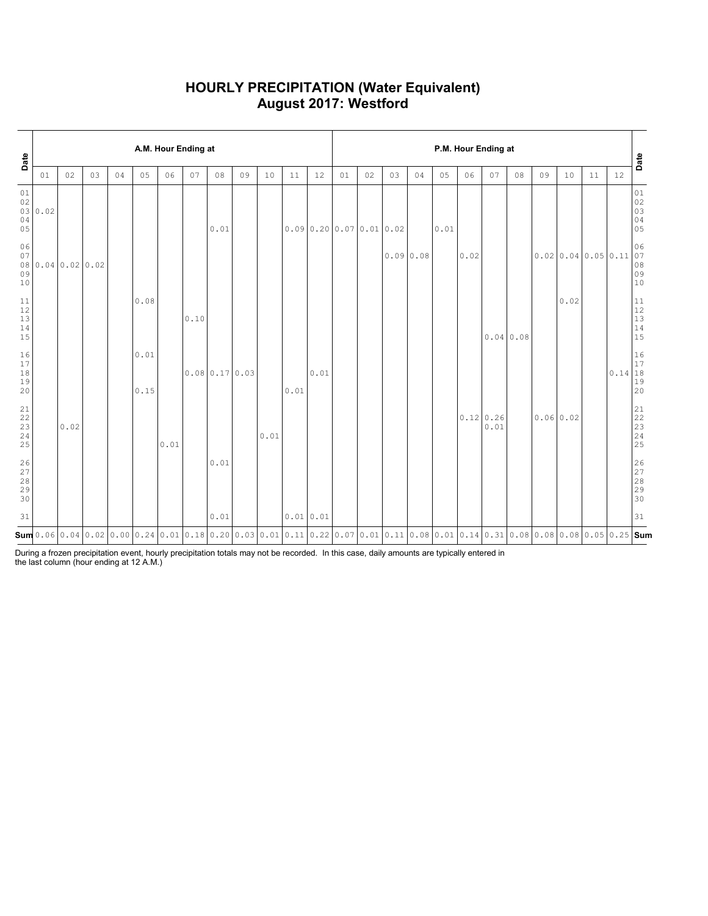# HOURLY PRECIPITATION (Water Equivalent)
# August 2017: Westford

| Date | A.M. Hour Ending at | | | | | | | | | | | | P.M. Hour Ending at | | | | | | | | | | | | Date |
|---|---|---|---|---|---|---|---|---|---|---|---|---|---|---|---|---|---|---|---|---|---|---|---|---|---|
| | 01 | 02 | 03 | 04 | 05 | 06 | 07 | 08 | 09 | 10 | 11 | 12 | 01 | 02 | 03 | 04 | 05 | 06 | 07 | 08 | 09 | 10 | 11 | 12 | |
| 01 | | | | | | | | | | | | | | | | | | | | | | | | | 01 |
| 02 | | | | | | | | | | | | | | | | | | | | | | | | | 02 |
| 03 | 0.02 | | | | | | | | | | | | | | | | | | | | | | | | 03 |
| 04 | | | | | | | | | | | | | | | | | | | | | | | | | 04 |
| 05 | | | | | | | | 0.01 | | | 0.09 | 0.20 | 0.07 | 0.01 | 0.02 | | 0.01 | | | | | | | | 05 |
| 06 | | | | | | | | | | | | | | | | | | | | | | | | | 06 |
| 07 | | | | | | | | | | | | | | | 0.09 | 0.08 | | 0.02 | | | 0.02 | 0.04 | 0.05 | 0.11 | 07 |
| 08 | 0.04 | 0.02 | 0.02 | | | | | | | | | | | | | | | | | | | | | | 08 |
| 09 | | | | | | | | | | | | | | | | | | | | | | | | | 09 |
| 10 | | | | | | | | | | | | | | | | | | | | | | | | | 10 |
| 11 | | | | | 0.08 | | | | | | | | | | | | | | | | | 0.02 | | | 11 |
| 12 | | | | | | | | | | | | | | | | | | | | | | | | | 12 |
| 13 | | | | | | | 0.10 | | | | | | | | | | | | | | | | | | 13 |
| 14 | | | | | | | | | | | | | | | | | | | | | | | | | 14 |
| 15 | | | | | | | | | | | | | | | | | | | 0.04 | 0.08 | | | | | 15 |
| 16 | | | | | 0.01 | | | | | | | | | | | | | | | | | | | | 16 |
| 17 | | | | | | | | | | | | | | | | | | | | | | | | | 17 |
| 18 | | | | | | | 0.08 | 0.17 | 0.03 | | | 0.01 | | | | | | | | | | | | 0.14 | 18 |
| 19 | | | | | | | | | | | | | | | | | | | | | | | | | 19 |
| 20 | | | | | 0.15 | | | | | | 0.01 | | | | | | | | | | | | | | 20 |
| 21 | | | | | | | | | | | | | | | | | | | | | | | | | 21 |
| 22 | | | | | | | | | | | | | | | | | | 0.12 | 0.26 | | 0.06 | 0.02 | | | 22 |
| 23 | | 0.02 | | | | | | | | | | | | | | | | | 0.01 | | | | | | 23 |
| 24 | | | | | | | | | | 0.01 | | | | | | | | | | | | | | | 24 |
| 25 | | | | | | 0.01 | | | | | | | | | | | | | | | | | | | 25 |
| 26 | | | | | | | | 0.01 | | | | | | | | | | | | | | | | | 26 |
| 27 | | | | | | | | | | | | | | | | | | | | | | | | | 27 |
| 28 | | | | | | | | | | | | | | | | | | | | | | | | | 28 |
| 29 | | | | | | | | | | | | | | | | | | | | | | | | | 29 |
| 30 | | | | | | | | | | | | | | | | | | | | | | | | | 30 |
| 31 | | | | | | | | 0.01 | | | 0.01 | 0.01 | | | | | | | | | | | | | 31 |
| **Sum** | 0.06 | 0.04 | 0.02 | 0.00 | 0.24 | 0.01 | 0.18 | 0.20 | 0.03 | 0.01 | 0.11 | 0.22 | 0.07 | 0.01 | 0.11 | 0.08 | 0.01 | 0.14 | 0.31 | 0.08 | 0.08 | 0.08 | 0.05 | 0.25 | **Sum** |

During a frozen precipitation event, hourly precipitation totals may not be recorded. In this case, daily amounts are typically entered in the last column (hour ending at 12 A.M.)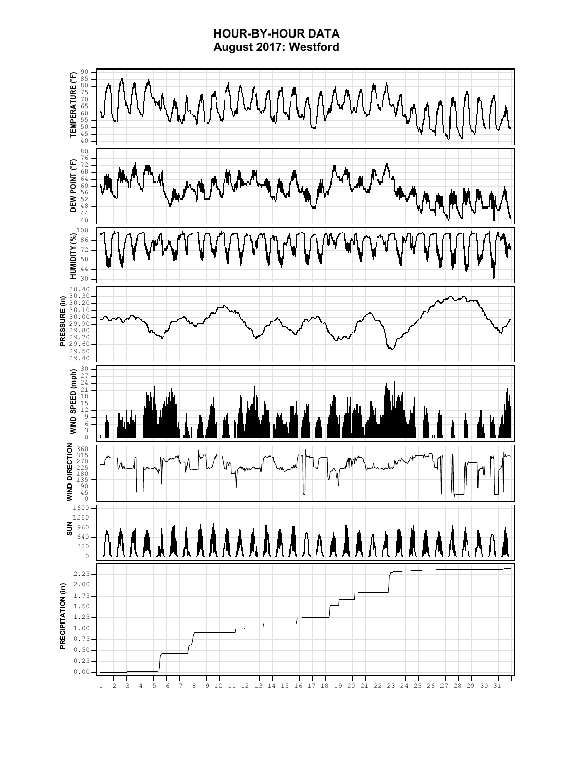# HOUR-BY-HOUR DATA
## August 2017: Westford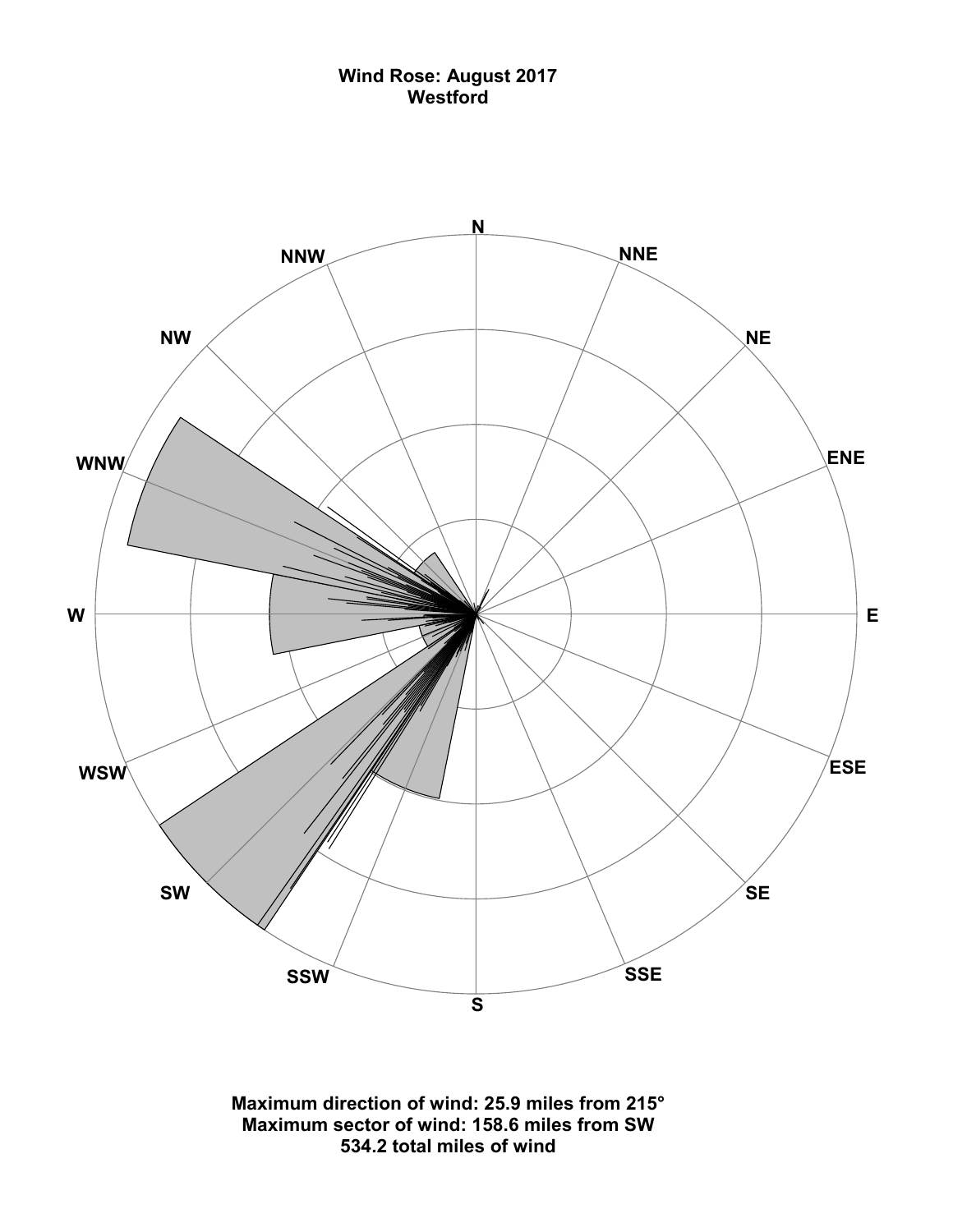Wind Rose: August 2017
Westford

N
NNE
NE
ENE
E
ESE
SE
SSE
S
SSW
SW
WSW
W
WNW
NW
NNW

Maximum direction of wind: 25.9 miles from 215°
Maximum sector of wind: 158.6 miles from SW
534.2 total miles of wind